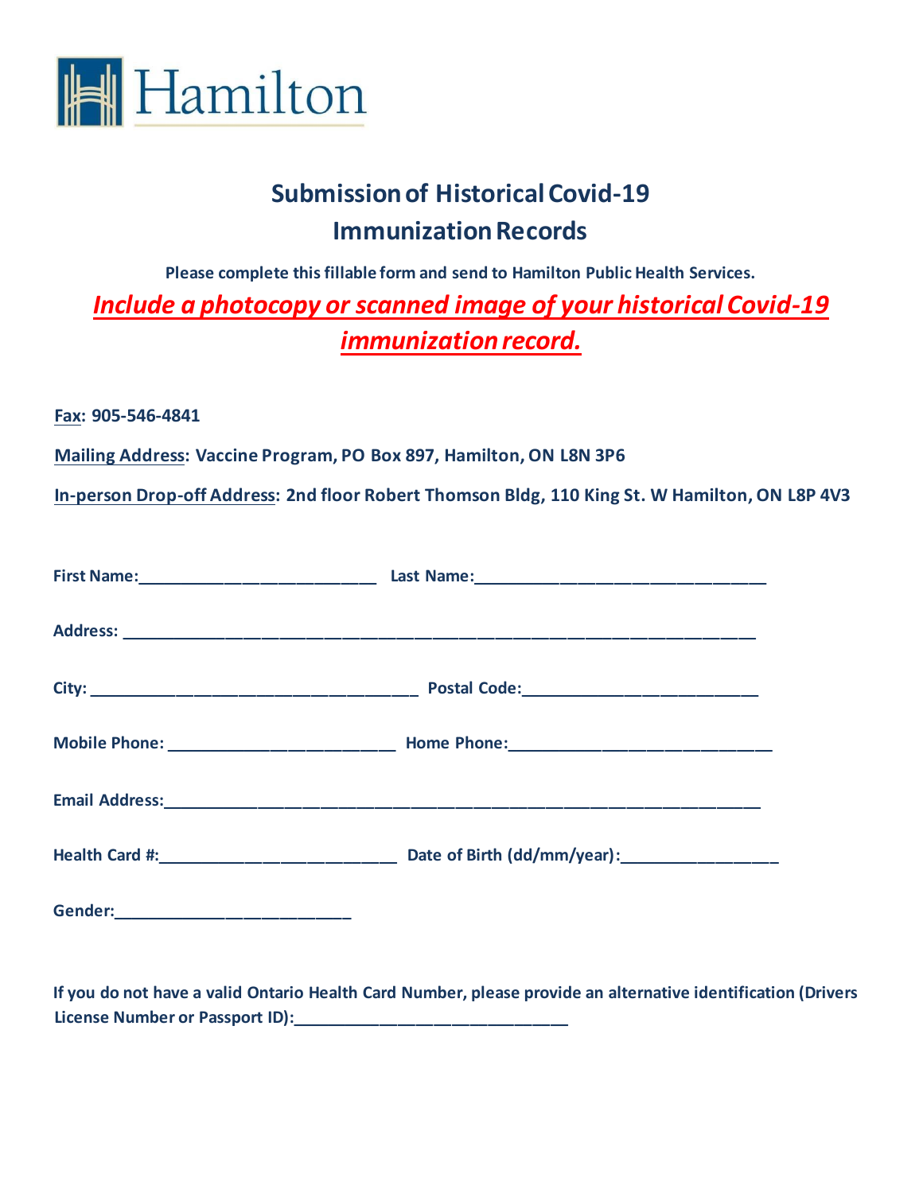Hamilton

# Submission of Historical Covid-19 Immunization Records

**Please complete this fillable form and send to Hamilton Public Health Services.**

***Include a photocopy or scanned image of your historical Covid-19 immunization record.***

**Fax: 905-546-4841**

**Mailing Address: Vaccine Program, PO Box 897, Hamilton, ON L8N 3P6**

**In-person Drop-off Address: 2nd floor Robert Thomson Bldg, 110 King St. W Hamilton, ON L8P 4V3**

**First Name:**_________________________ **Last Name:**______________________________

**Address:** ____________________________________________________________________

**City:** __________________________________ **Postal Code:**________________________

**Mobile Phone:** ______________________ **Home Phone:**___________________________

**Email Address:**______________________________________________________________

**Health Card #:**_______________________ **Date of Birth (dd/mm/year):**_______________

**Gender:**________________________

**If you do not have a valid Ontario Health Card Number, please provide an alternative identification (Drivers License Number or Passport ID):**____________________________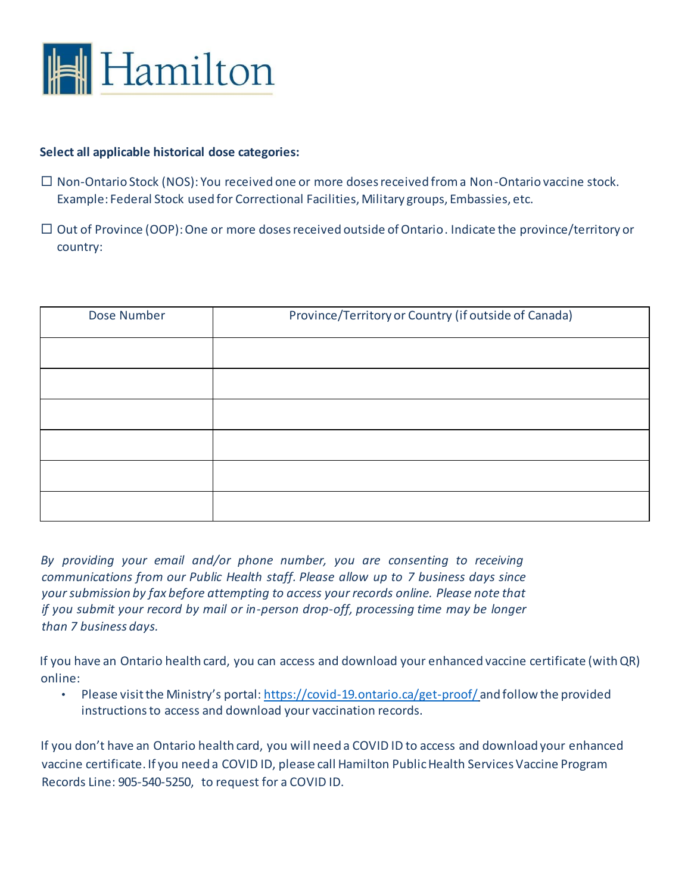Hamilton

**Select all applicable historical dose categories:**

☐ Non-Ontario Stock (NOS): You received one or more doses received from a Non-Ontario vaccine stock. Example: Federal Stock used for Correctional Facilities, Military groups, Embassies, etc.

☐ Out of Province (OOP): One or more doses received outside of Ontario. Indicate the province/territory or country:

| Dose Number | Province/Territory or Country (if outside of Canada) |
|---|---|
| | |
| | |
| | |
| | |
| | |
| | |

*By providing your email and/or phone number, you are consenting to receiving communications from our Public Health staff. Please allow up to 7 business days since your submission by fax before attempting to access your records online. Please note that if you submit your record by mail or in-person drop-off, processing time may be longer than 7 business days.*

If you have an Ontario health card, you can access and download your enhanced vaccine certificate (with QR) online:

- Please visit the Ministry's portal: https://covid-19.ontario.ca/get-proof/ and follow the provided instructions to access and download your vaccination records.

If you don't have an Ontario health card, you will need a COVID ID to access and download your enhanced vaccine certificate. If you need a COVID ID, please call Hamilton Public Health Services Vaccine Program Records Line: 905-540-5250, to request for a COVID ID.